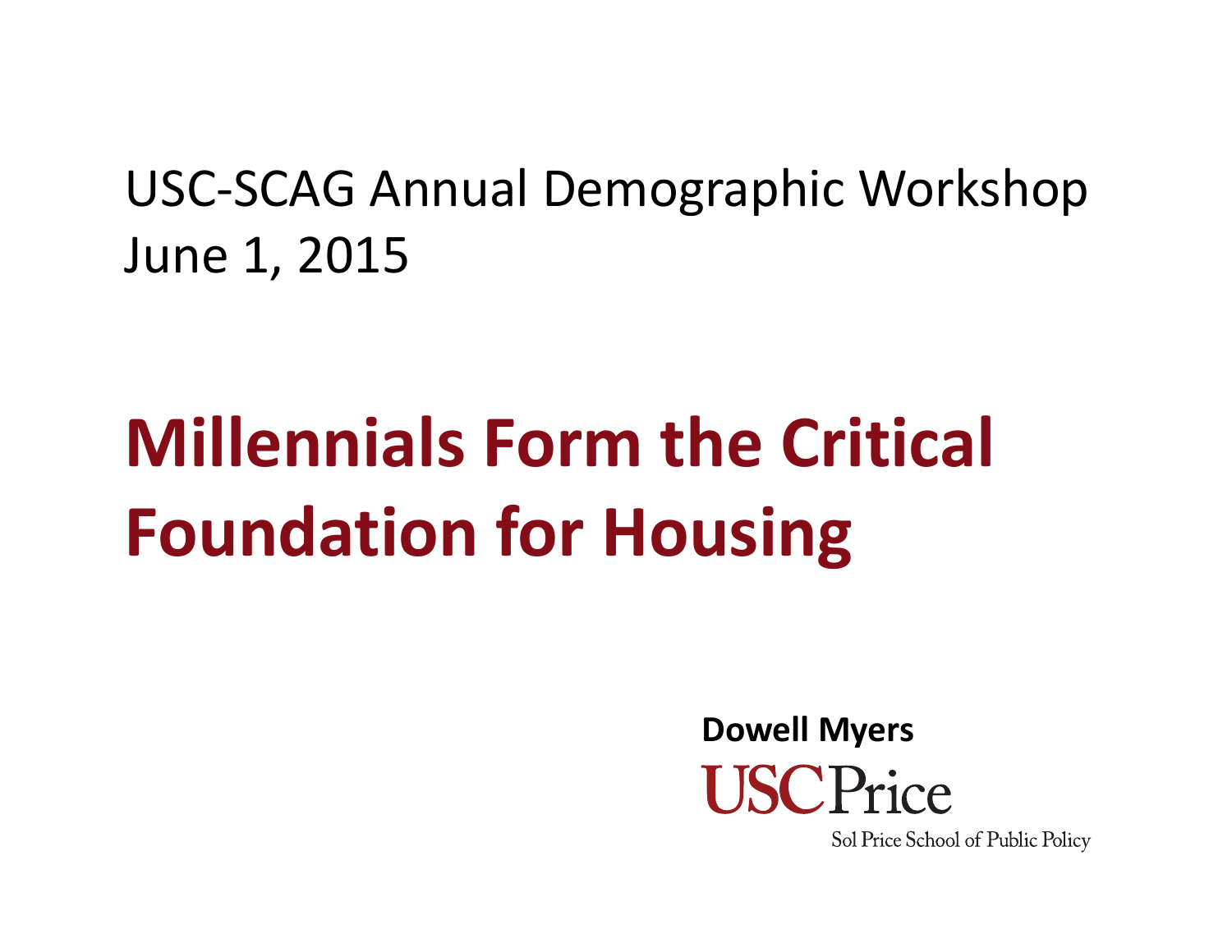USC-SCAG Annual Demographic Workshop
June 1, 2015

# Millennials Form the Critical Foundation for Housing

**Dowell Myers**

USC Price

Sol Price School of Public Policy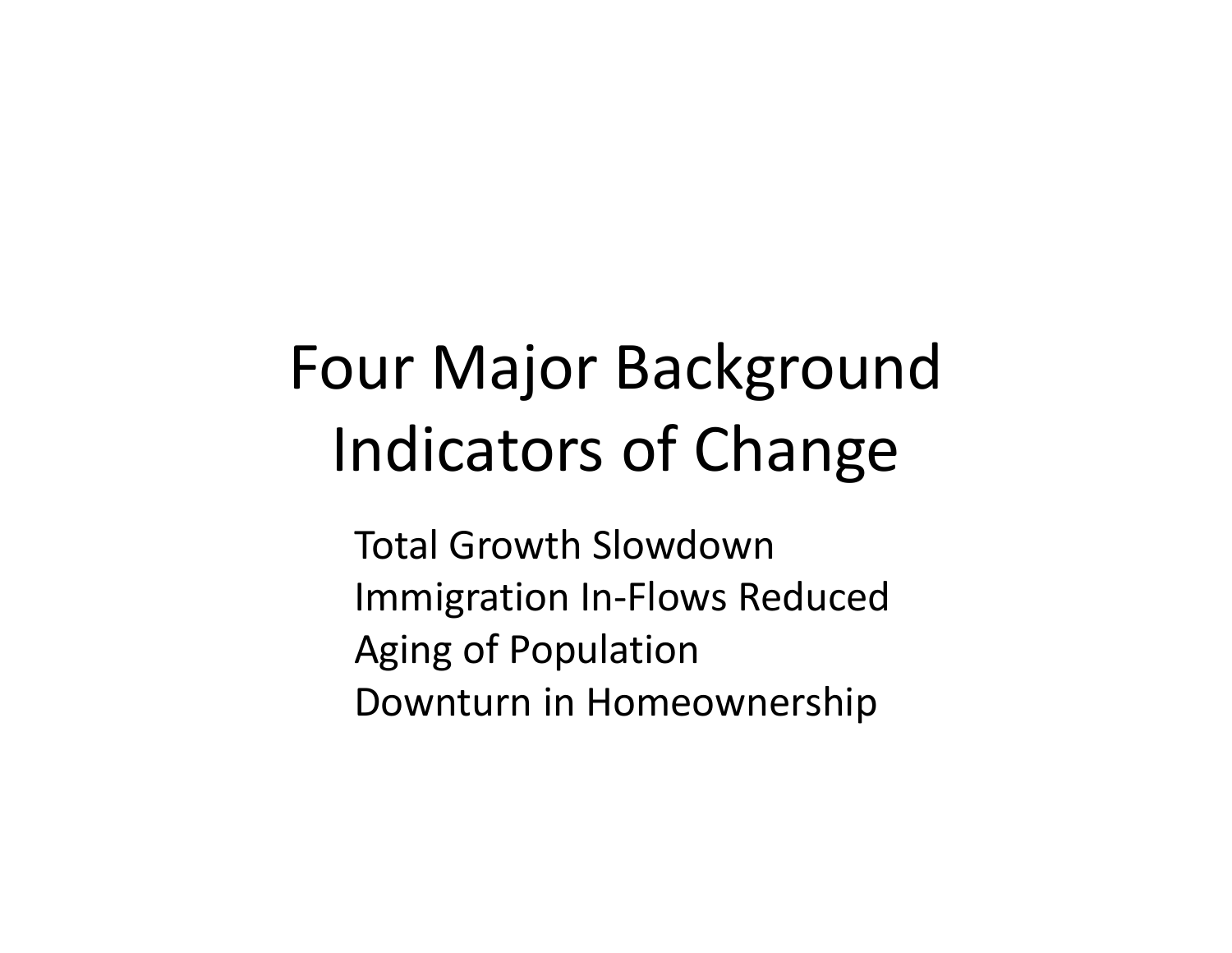# Four Major Background Indicators of Change

Total Growth Slowdown
Immigration In-Flows Reduced
Aging of Population
Downturn in Homeownership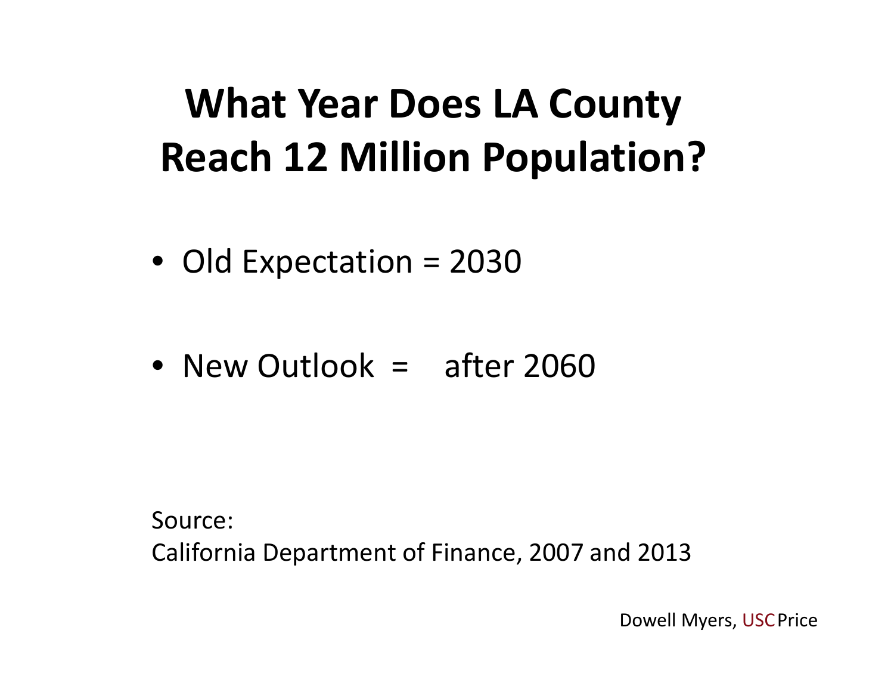# What Year Does LA County Reach 12 Million Population?

- Old Expectation = 2030
- New Outlook = after 2060

Source:
California Department of Finance, 2007 and 2013

Dowell Myers, USC Price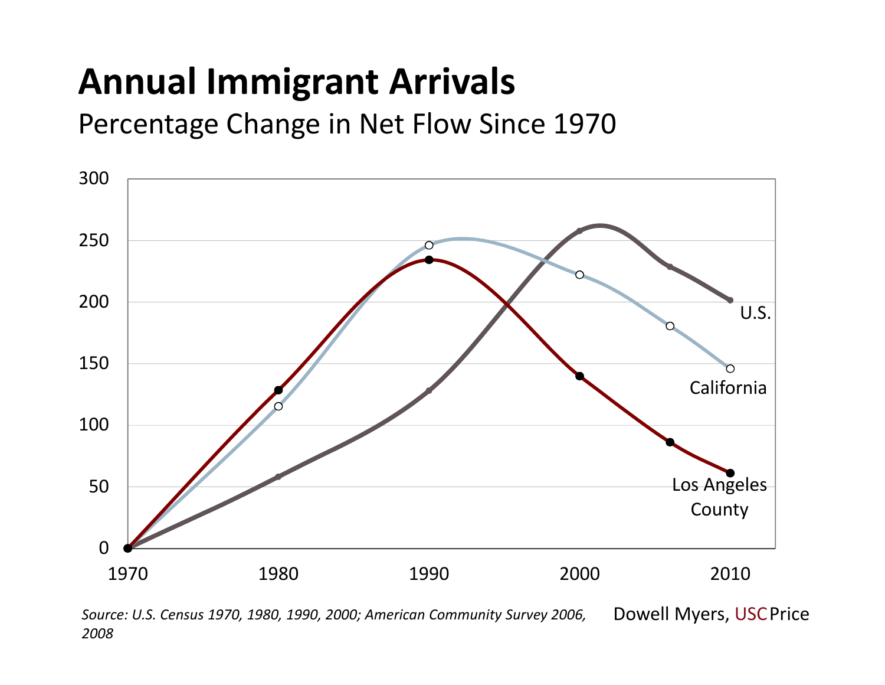# Annual Immigrant Arrivals

Percentage Change in Net Flow Since 1970

| Year | U.S. | California | Los Angeles County |
|---|---|---|---|
| 1970 | 0 | 0 | 0 |
| 1980 | 58 | 115 | 128 |
| 1990 | 128 | 246 | 234 |
| 2000 | 258 | 222 | 140 |
| 2006 | 228 | 180 | 86 |
| 2010 | 201 | 146 | 61 |

*Source: U.S. Census 1970, 1980, 1990, 2000; American Community Survey 2006, 2008*

Dowell Myers, USC Price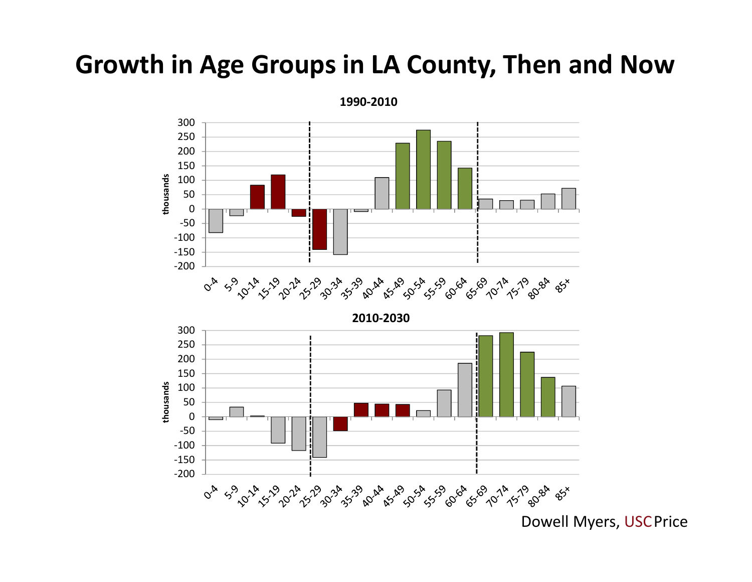# Growth in Age Groups in LA County, Then and Now

**1990-2010**

**2010-2030**

Dowell Myers, USC Price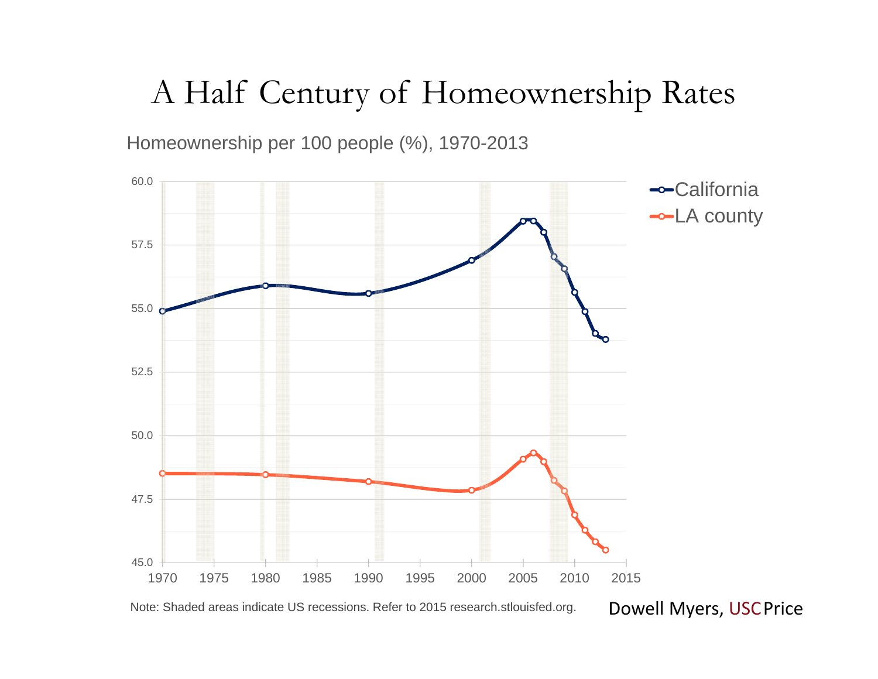# A Half Century of Homeownership Rates

Homeownership per 100 people (%), 1970-2013

Note: Shaded areas indicate US recessions. Refer to 2015 research.stlouisfed.org.

Dowell Myers, USC Price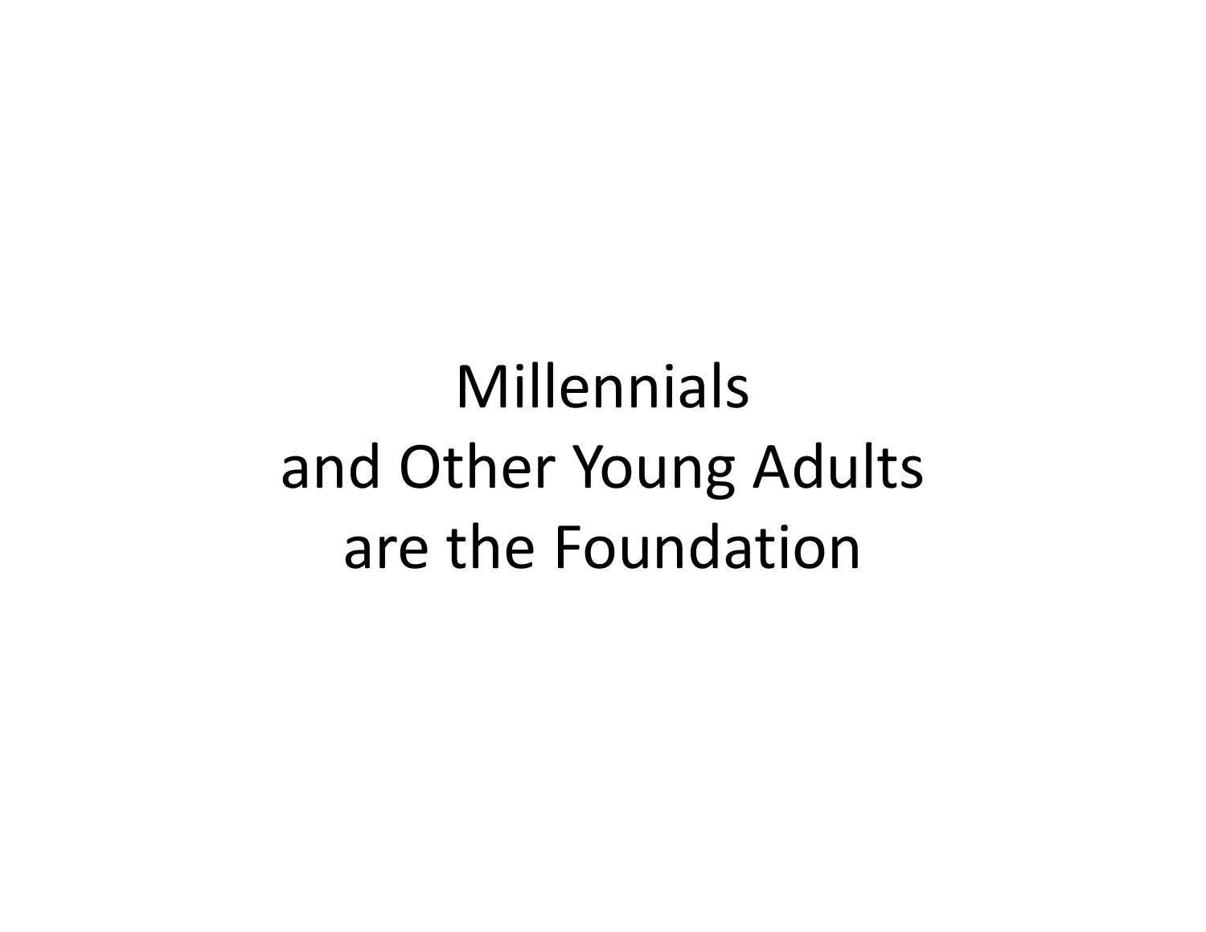# Millennials and Other Young Adults are the Foundation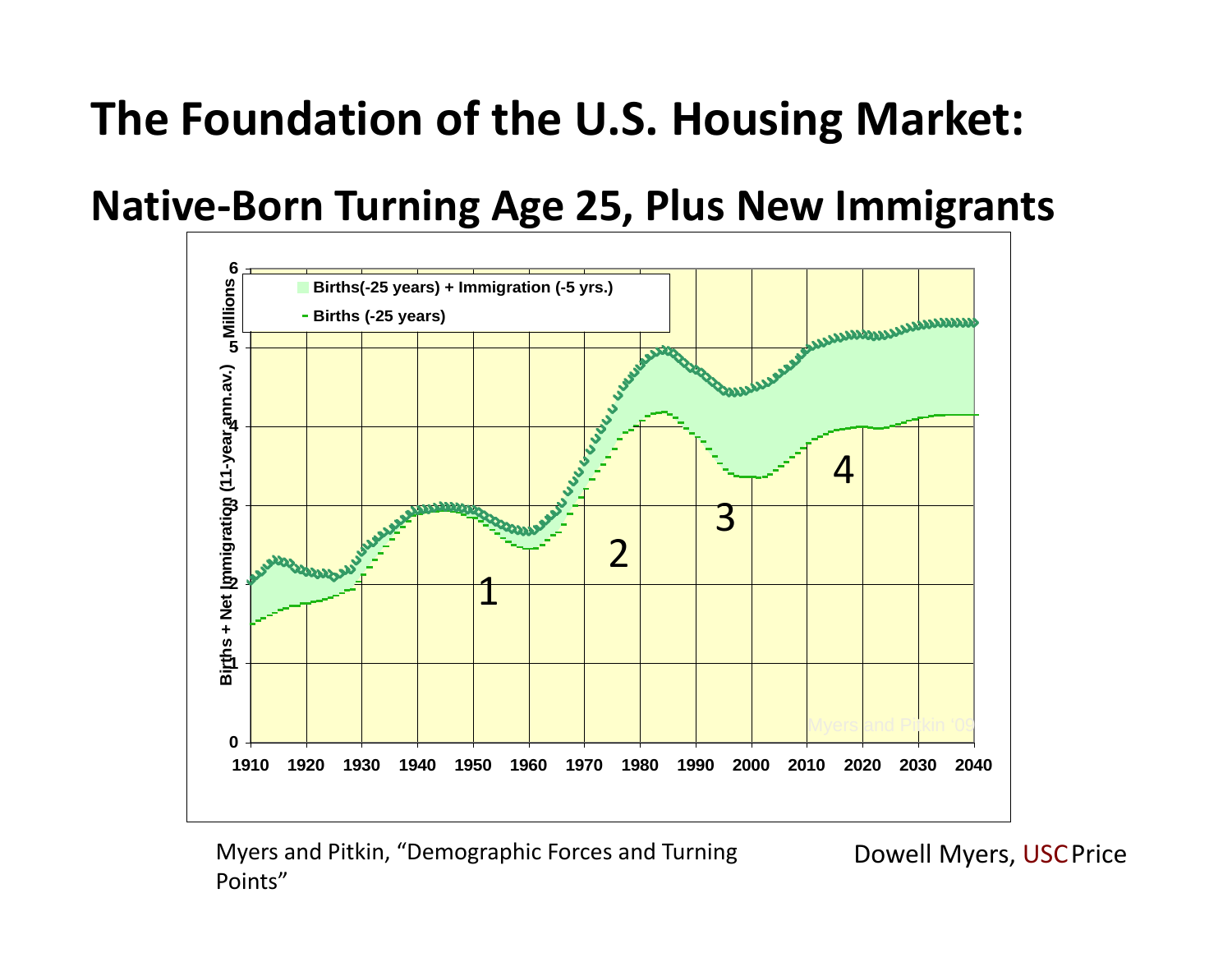# The Foundation of the U.S. Housing Market:

## Native-Born Turning Age 25, Plus New Immigrants

Myers and Pitkin, "Demographic Forces and Turning Points"

Dowell Myers, USC Price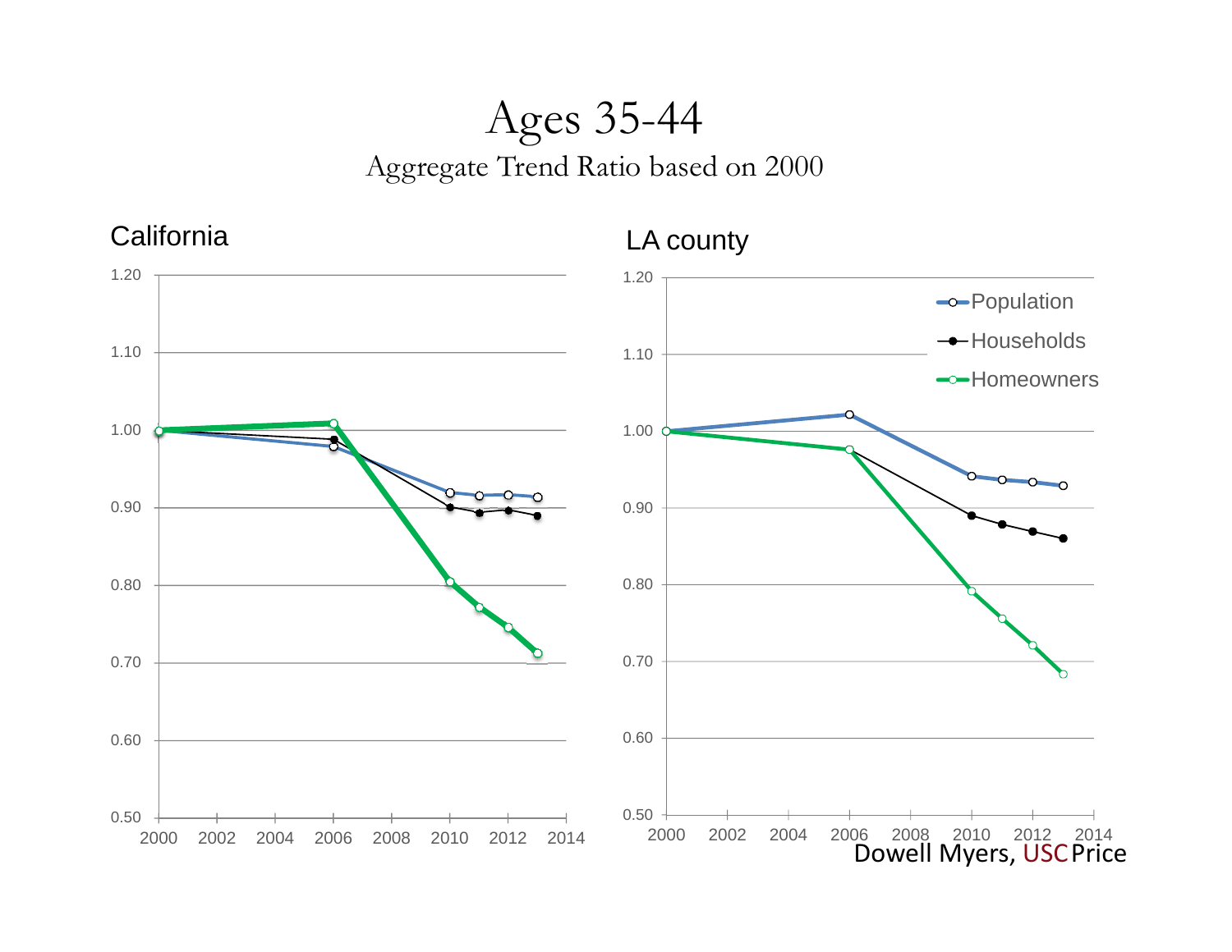# Ages 35-44

## Aggregate Trend Ratio based on 2000

### California

### LA county

Population

Households

Homeowners

Dowell Myers, USC Price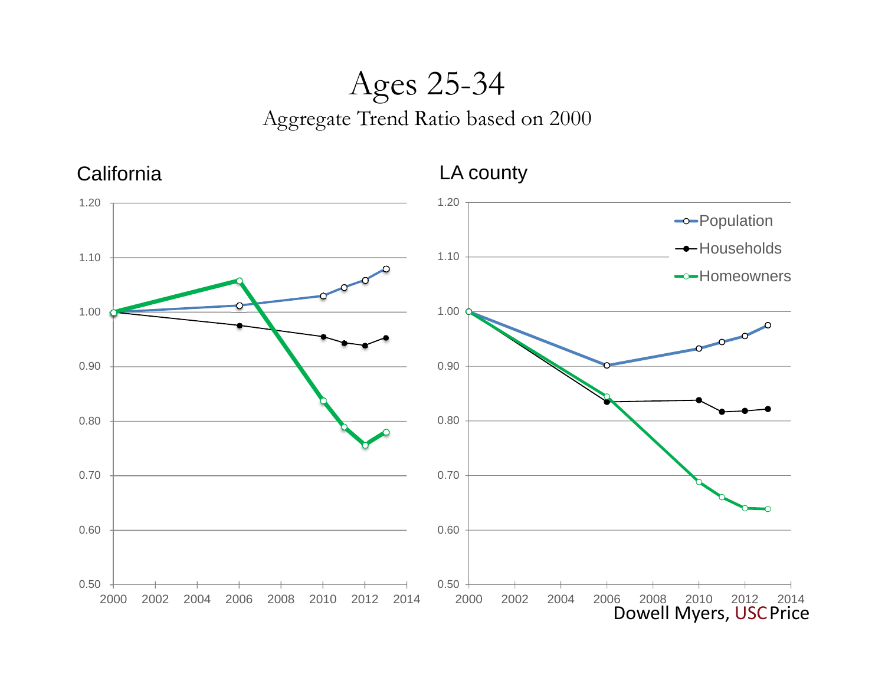# Ages 25-34

Aggregate Trend Ratio based on 2000

California

LA county

Population

Households

Homeowners

Dowell Myers, USC Price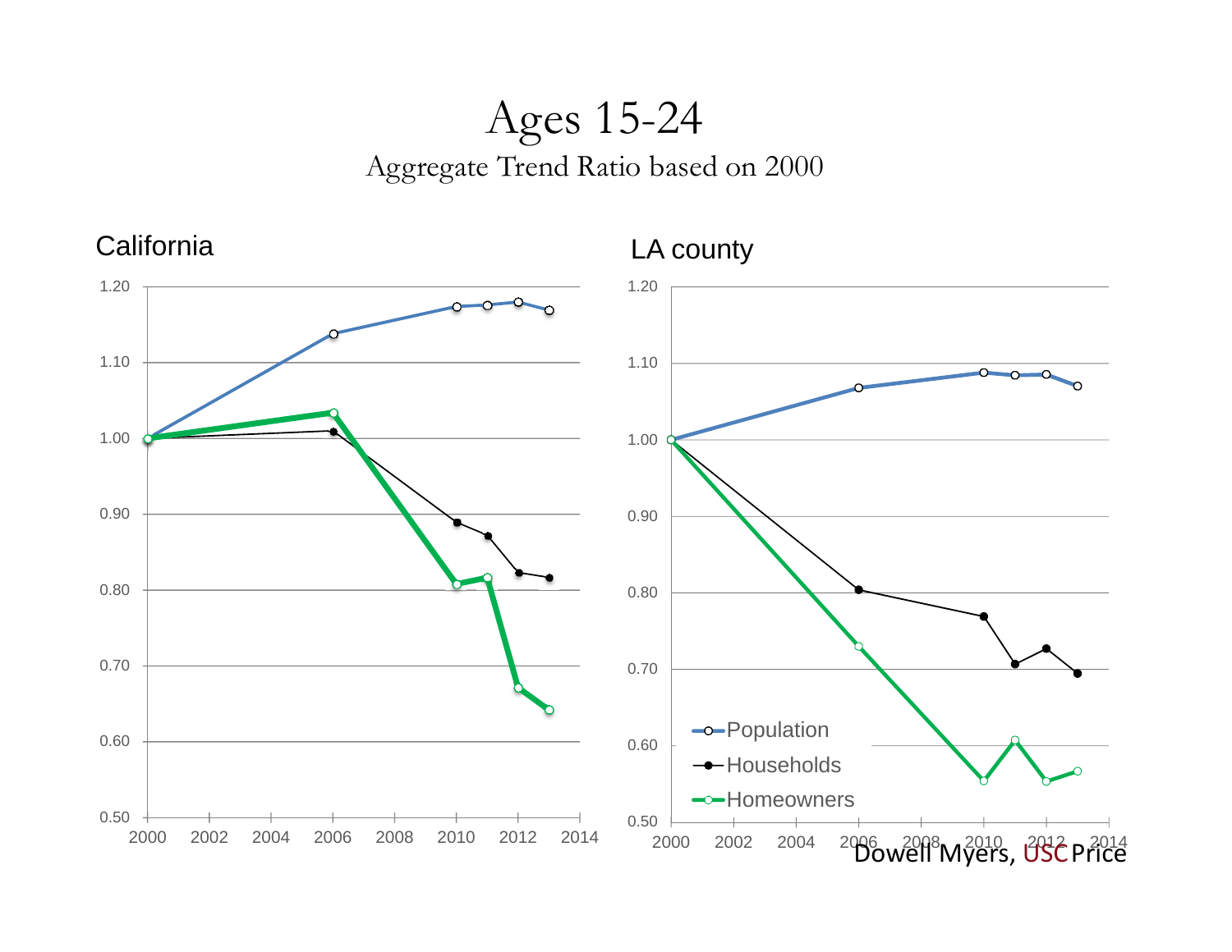# Ages 15-24

Aggregate Trend Ratio based on 2000

Dowell Myers, USC Price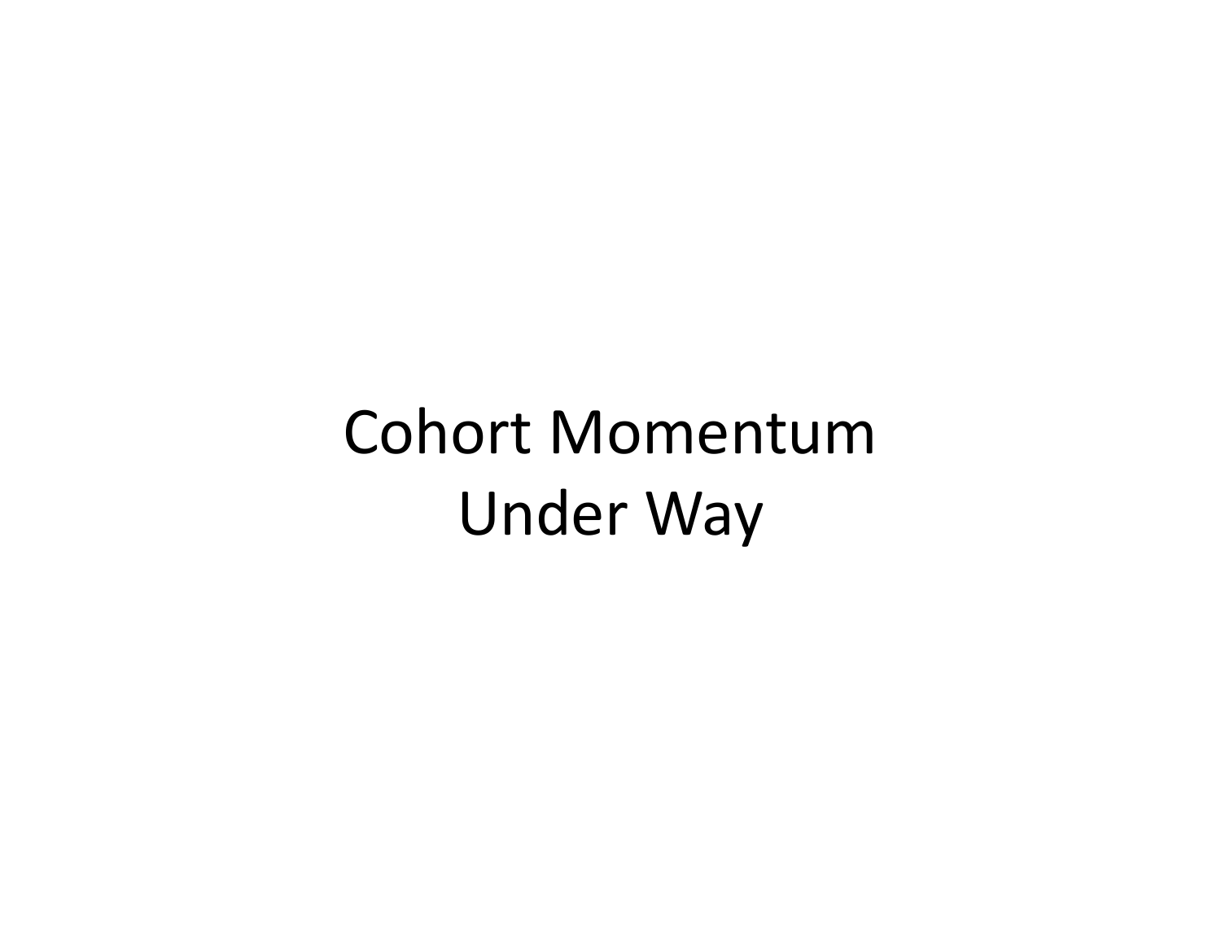# Cohort Momentum Under Way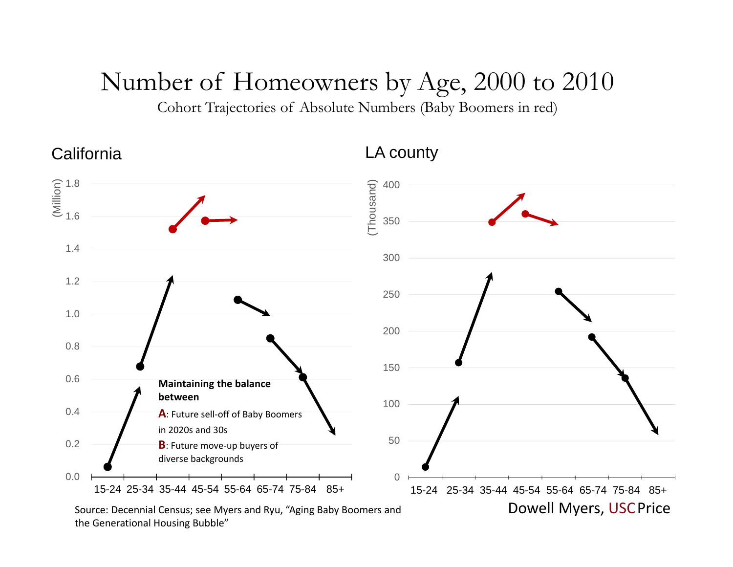# Number of Homeowners by Age, 2000 to 2010

Cohort Trajectories of Absolute Numbers (Baby Boomers in red)

## California

(Million)

1.8
1.6
1.4
1.2
1.0
0.8
0.6
0.4
0.2
0.0

15-24 25-34 35-44 45-54 55-64 65-74 75-84 85+

**Maintaining the balance between**

**A**: Future sell-off of Baby Boomers in 2020s and 30s

**B**: Future move-up buyers of diverse backgrounds

## LA county

(Thousand)

400
350
300
250
200
150
100
50
0

15-24 25-34 35-44 45-54 55-64 65-74 75-84 85+

Source: Decennial Census; see Myers and Ryu, "Aging Baby Boomers and the Generational Housing Bubble"

Dowell Myers, USC Price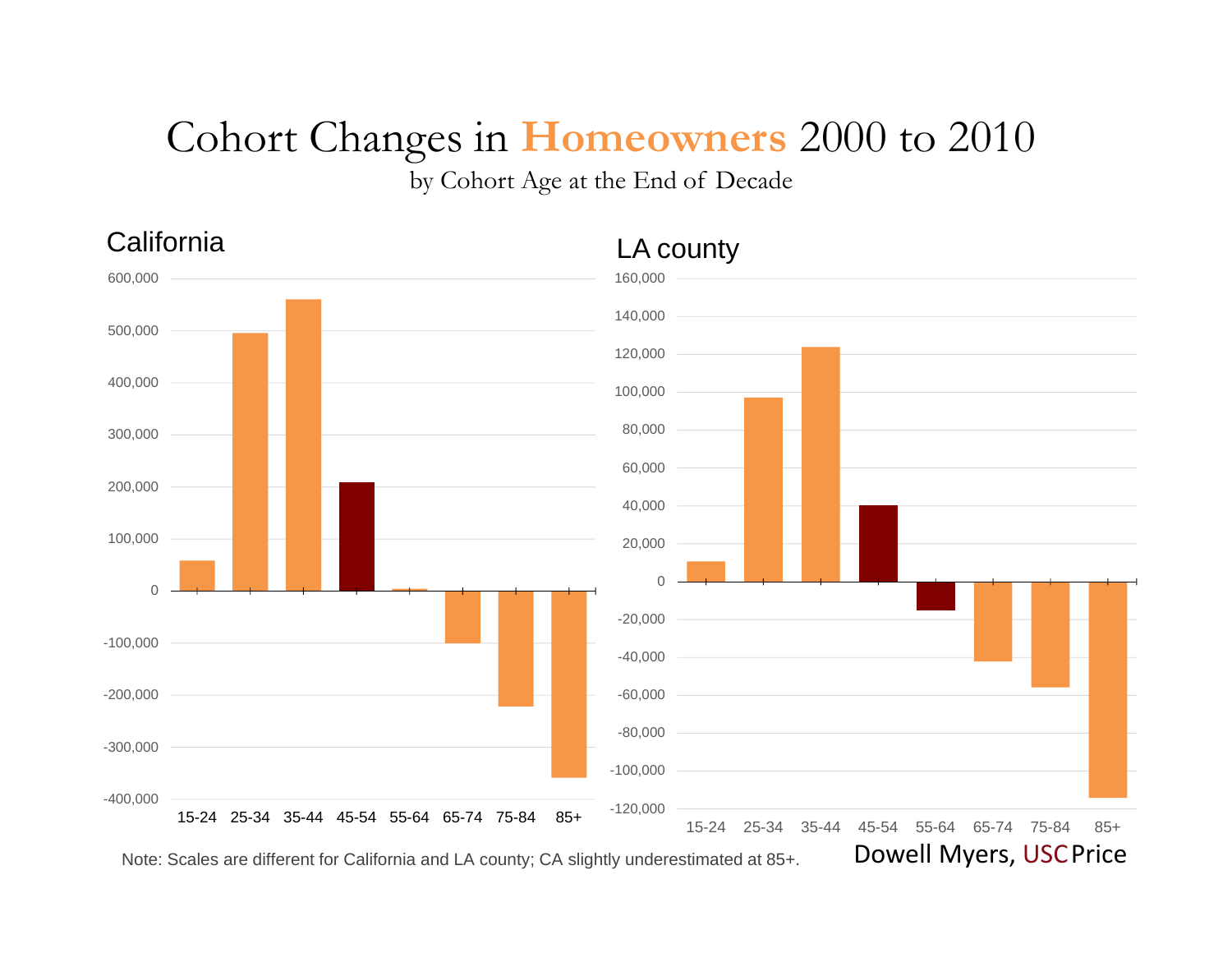# Cohort Changes in Homeowners 2000 to 2010

by Cohort Age at the End of Decade

## California

| Age | Change |
|---|---|
| 15-24 | ~58,000 |
| 25-34 | ~495,000 |
| 35-44 | ~560,000 |
| 45-54 | ~208,000 |
| 55-64 | ~3,000 |
| 65-74 | ~-100,000 |
| 75-84 | ~-222,000 |
| 85+ | ~-358,000 |

## LA county

| Age | Change |
|---|---|
| 15-24 | ~10,000 |
| 25-34 | ~97,000 |
| 35-44 | ~124,000 |
| 45-54 | ~40,000 |
| 55-64 | ~-15,000 |
| 65-74 | ~-42,000 |
| 75-84 | ~-56,000 |
| 85+ | ~-114,000 |

Note: Scales are different for California and LA county; CA slightly underestimated at 85+.

Dowell Myers, USC Price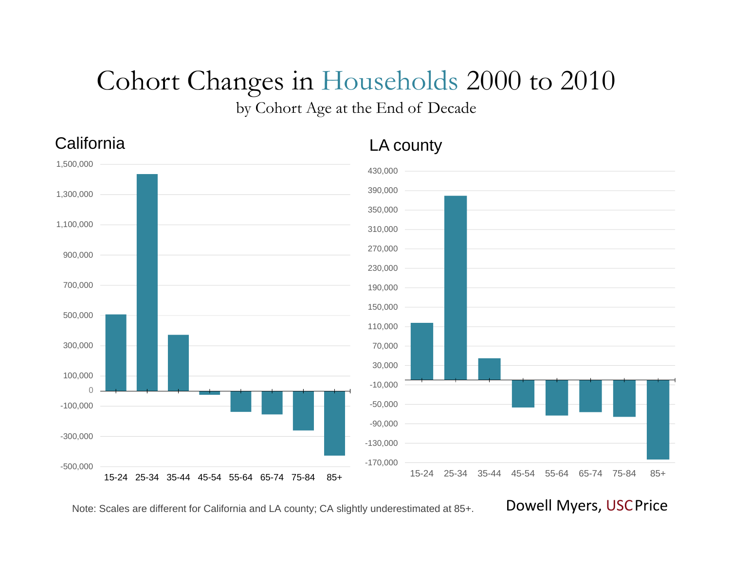# Cohort Changes in Households 2000 to 2010

by Cohort Age at the End of Decade

## California

## LA county

Note: Scales are different for California and LA county; CA slightly underestimated at 85+.

Dowell Myers, USC Price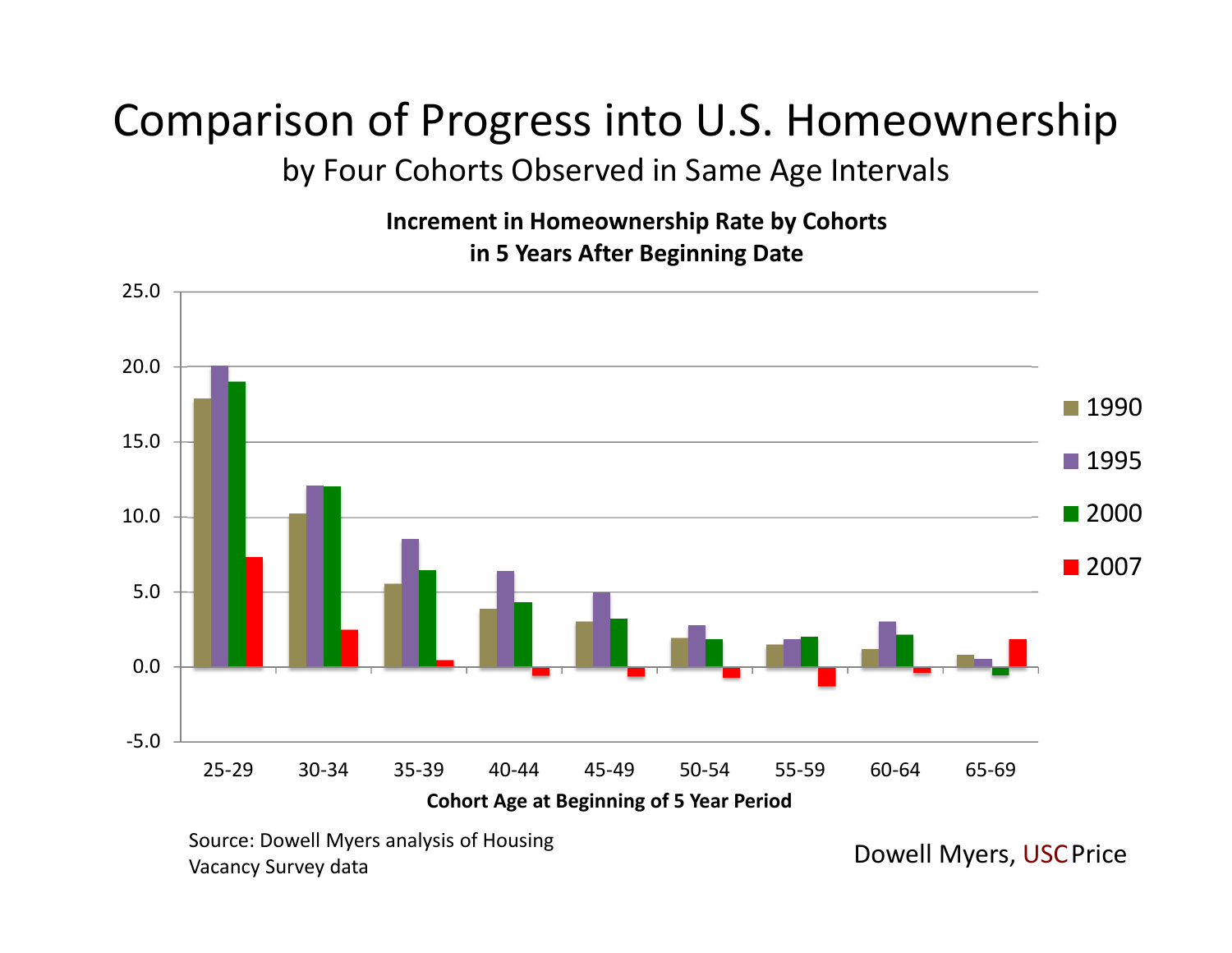# Comparison of Progress into U.S. Homeownership

by Four Cohorts Observed in Same Age Intervals

**Increment in Homeownership Rate by Cohorts in 5 Years After Beginning Date**

**Cohort Age at Beginning of 5 Year Period**

Legend: 1990, 1995, 2000, 2007

Age groups: 25-29, 30-34, 35-39, 40-44, 45-49, 50-54, 55-59, 60-64, 65-69

Source: Dowell Myers analysis of Housing Vacancy Survey data

Dowell Myers, USC Price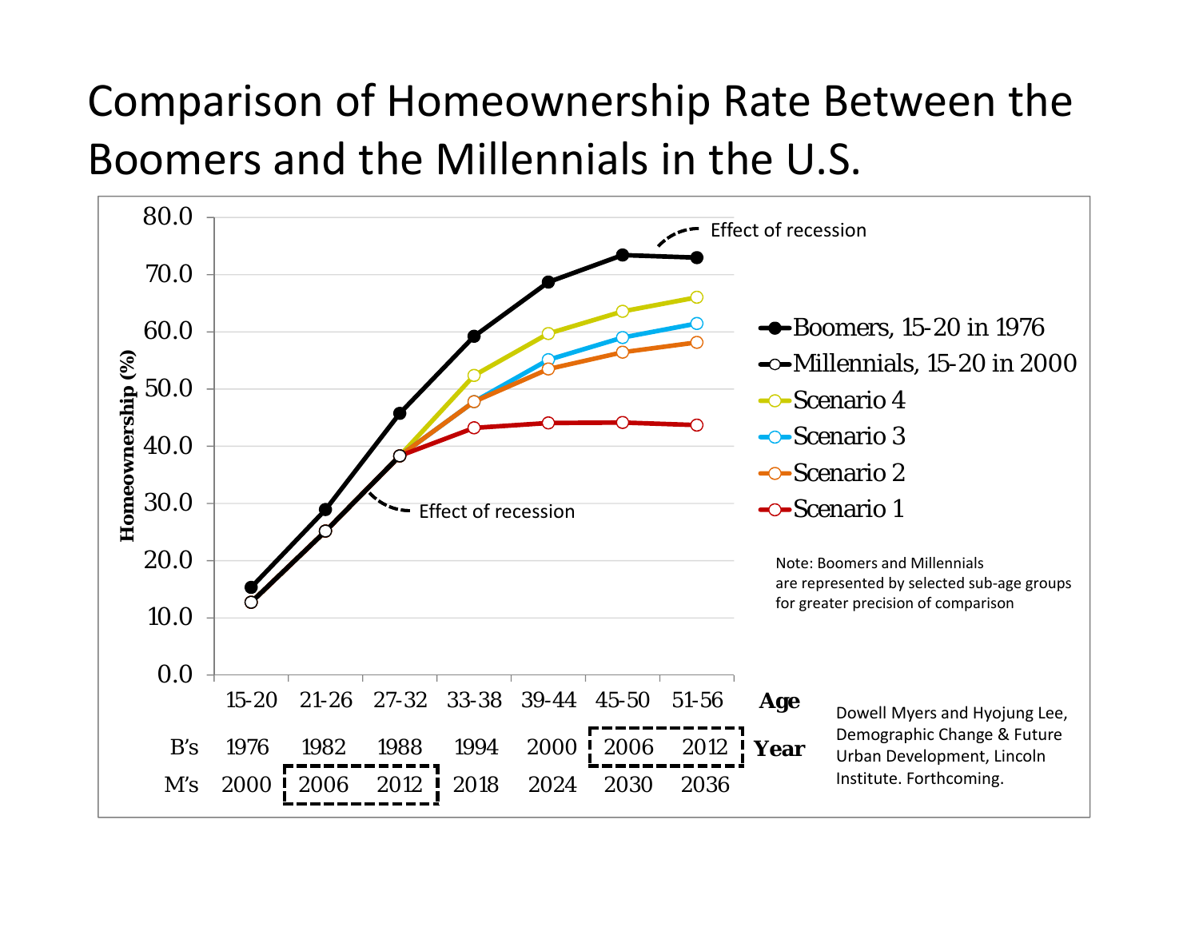# Comparison of Homeownership Rate Between the Boomers and the Millennials in the U.S.

Homeownership (%)

| Age | 15-20 | 21-26 | 27-32 | 33-38 | 39-44 | 45-50 | 51-56 |
|---|---|---|---|---|---|---|---|
| B's (Year) | 1976 | 1982 | 1988 | 1994 | 2000 | 2006 | 2012 |
| M's (Year) | 2000 | 2006 | 2012 | 2018 | 2024 | 2030 | 2036 |

- Boomers, 15-20 in 1976
- Millennials, 15-20 in 2000
- Scenario 4
- Scenario 3
- Scenario 2
- Scenario 1

Effect of recession

Effect of recession

Note: Boomers and Millennials are represented by selected sub-age groups for greater precision of comparison

Dowell Myers and Hyojung Lee, Demographic Change & Future Urban Development, Lincoln Institute. Forthcoming.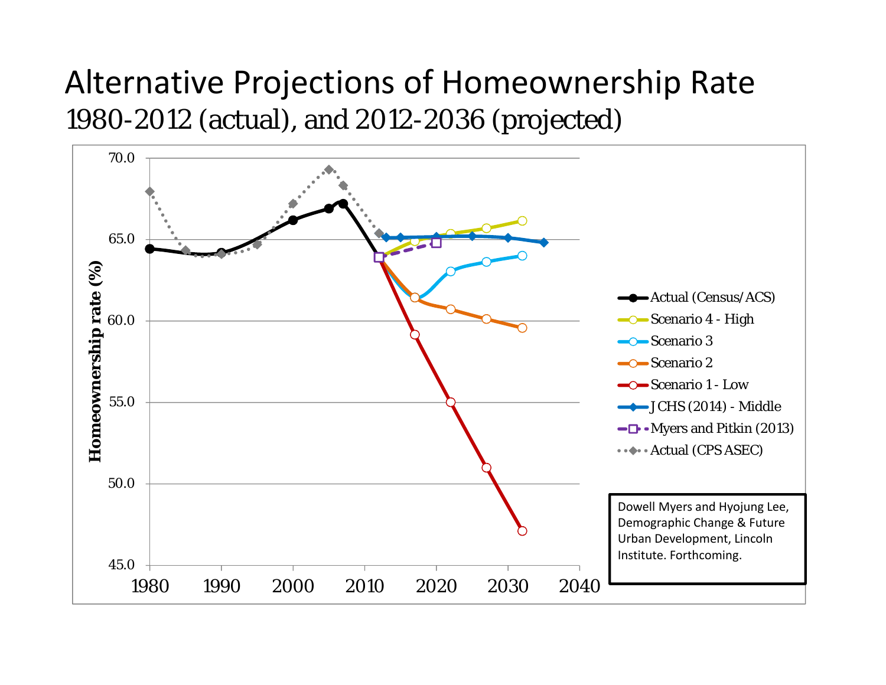# Alternative Projections of Homeownership Rate

1980-2012 (actual), and 2012-2036 (projected)

Homeownership rate (%)

70.0
65.0
60.0
55.0
50.0
45.0

1980 1990 2000 2010 2020 2030 2040

- Actual (Census/ACS)
- Scenario 4 - High
- Scenario 3
- Scenario 2
- Scenario 1 - Low
- JCHS (2014) - Middle
- Myers and Pitkin (2013)
- Actual (CPS ASEC)

Dowell Myers and Hyojung Lee, Demographic Change & Future Urban Development, Lincoln Institute. Forthcoming.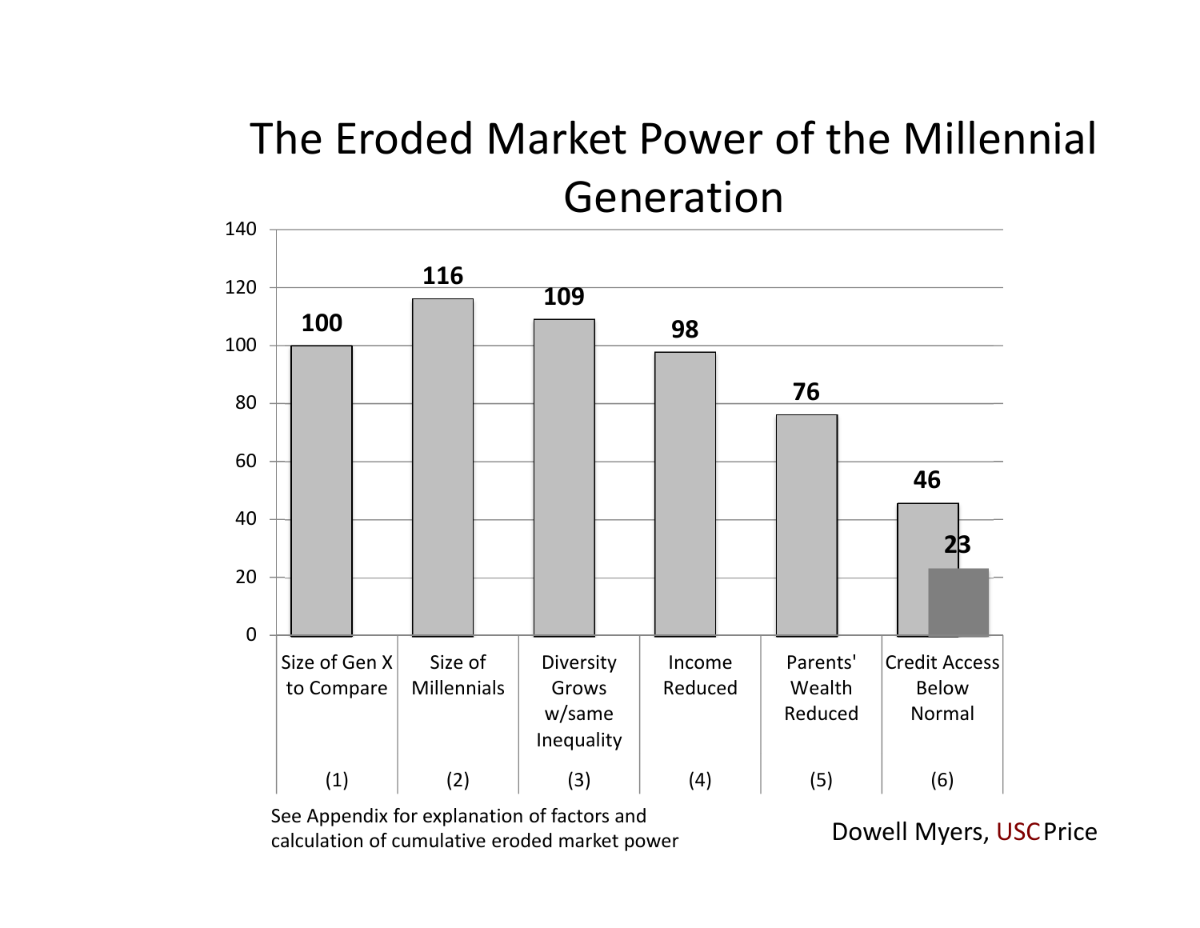# The Eroded Market Power of the Millennial Generation

| | (1) | (2) | (3) | (4) | (5) | (6) |
|---|---|---|---|---|---|---|
| | Size of Gen X to Compare | Size of Millennials | Diversity Grows w/same Inequality | Income Reduced | Parents' Wealth Reduced | Credit Access Below Normal |
| Value | 100 | 116 | 109 | 98 | 76 | 46 / 23 |

See Appendix for explanation of factors and calculation of cumulative eroded market power

Dowell Myers, USC Price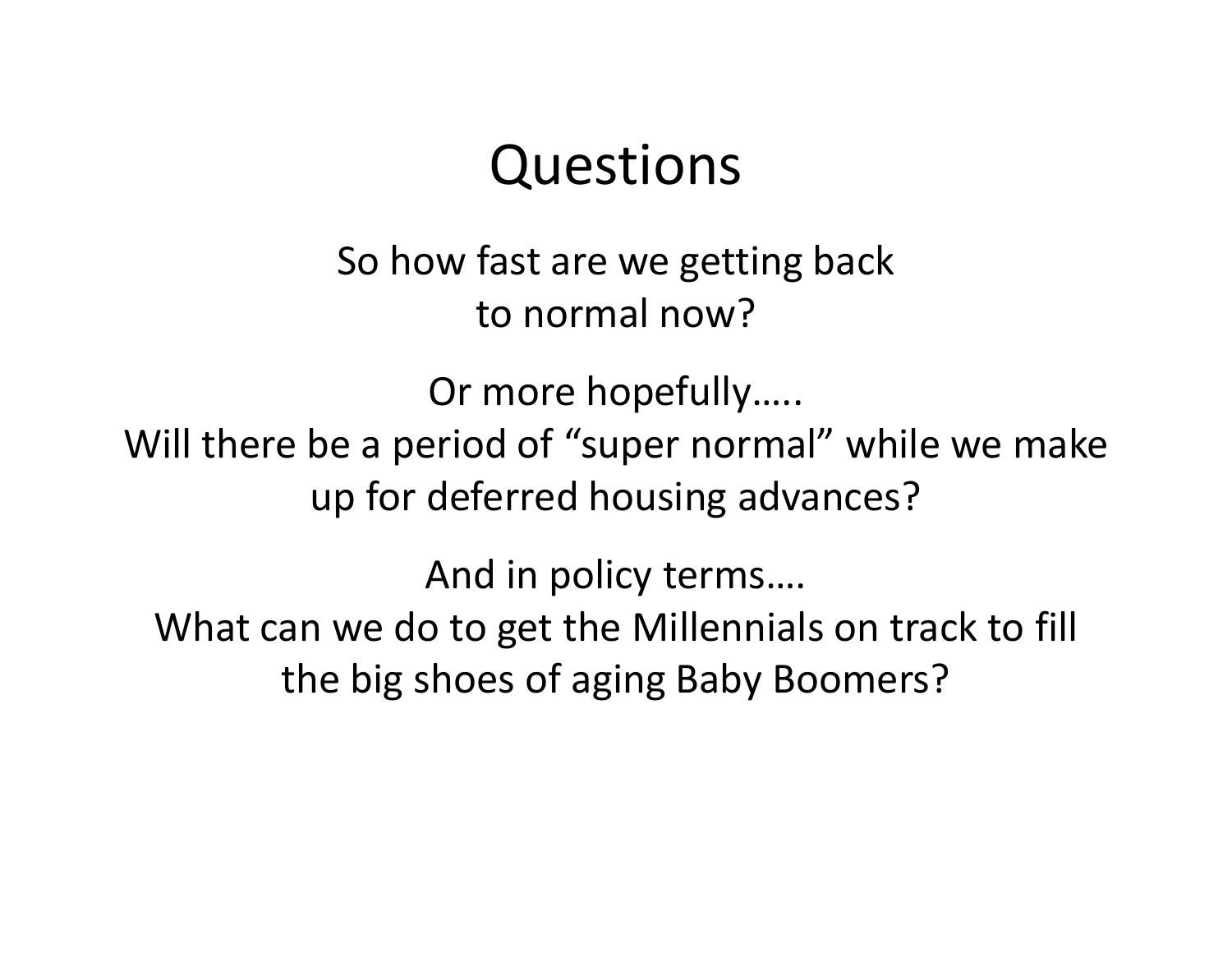# Questions

So how fast are we getting back to normal now?

Or more hopefully…..
Will there be a period of "super normal" while we make up for deferred housing advances?

And in policy terms….
What can we do to get the Millennials on track to fill the big shoes of aging Baby Boomers?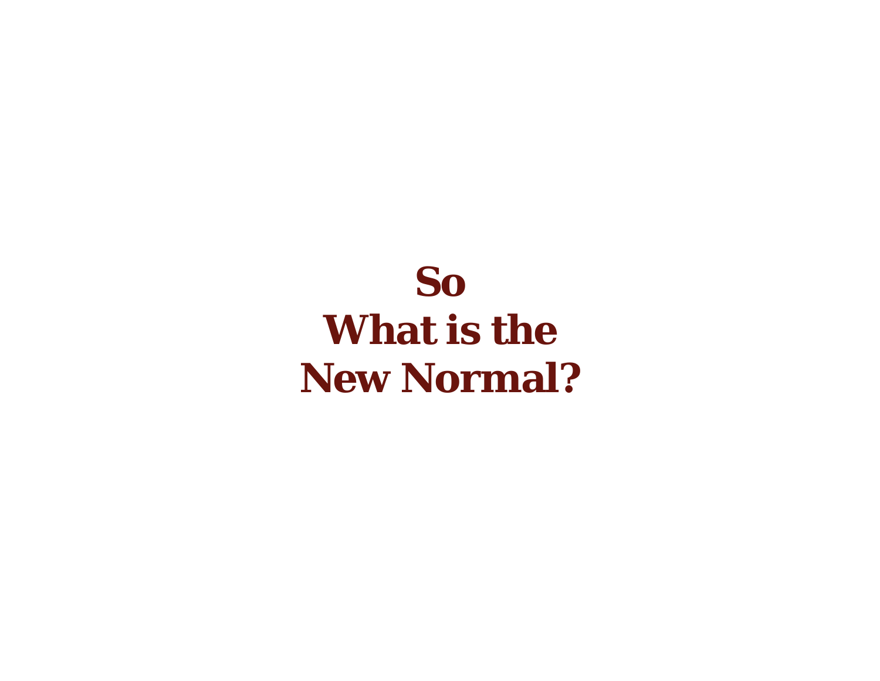# So
# What is the
# New Normal?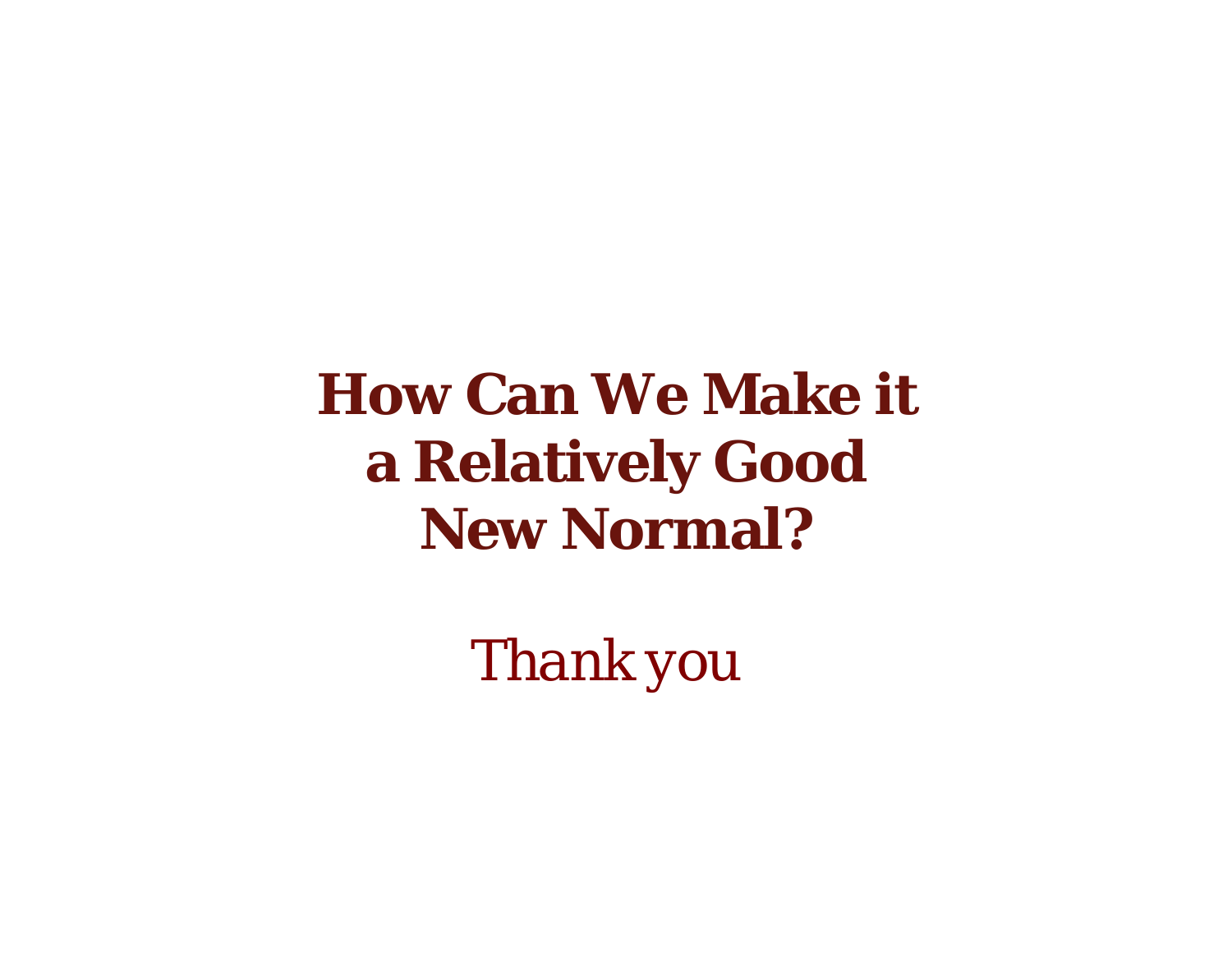# How Can We Make it a Relatively Good New Normal?

Thank you